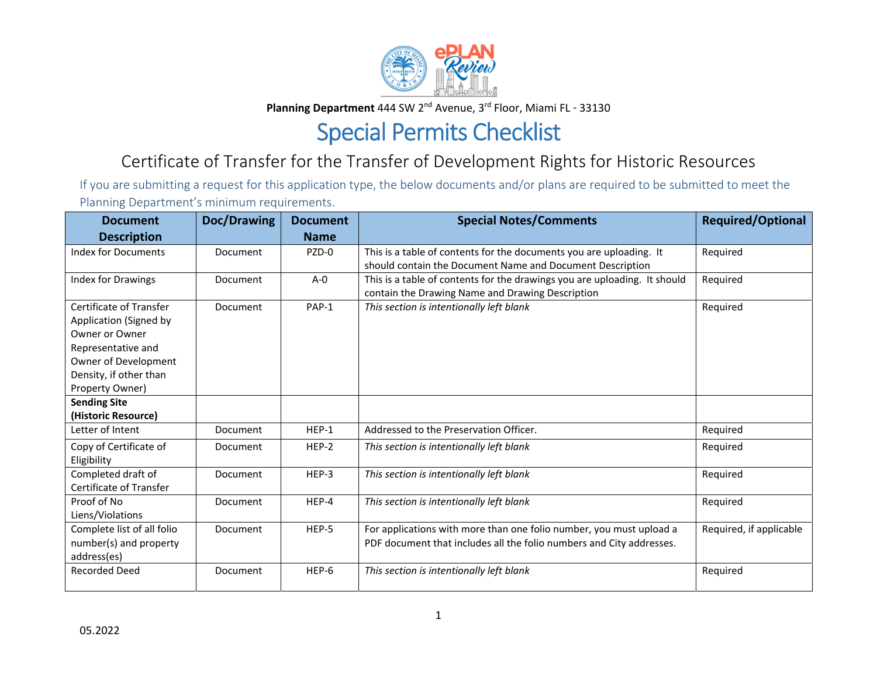**Planning Department** 444 SW 2nd Avenue, 3rd Floor, Miami FL - 33130

# Special Permits Checklist

## Certificate of Transfer for the Transfer of Development Rights for Historic Resources

If you are submitting a request for this application type, the below documents and/or plans are required to be submitted to meet the Planning Department's minimum requirements.

| Document Description | Doc/Drawing | Document Name | Special Notes/Comments | Required/Optional |
|---|---|---|---|---|
| Index for Documents | Document | PZD-0 | This is a table of contents for the documents you are uploading. It should contain the Document Name and Document Description | Required |
| Index for Drawings | Document | A-0 | This is a table of contents for the drawings you are uploading. It should contain the Drawing Name and Drawing Description | Required |
| Certificate of Transfer Application (Signed by Owner or Owner Representative and Owner of Development Density, if other than Property Owner) | Document | PAP-1 | *This section is intentionally left blank* | Required |
| **Sending Site (Historic Resource)** | | | | |
| Letter of Intent | Document | HEP-1 | Addressed to the Preservation Officer. | Required |
| Copy of Certificate of Eligibility | Document | HEP-2 | *This section is intentionally left blank* | Required |
| Completed draft of Certificate of Transfer | Document | HEP-3 | *This section is intentionally left blank* | Required |
| Proof of No Liens/Violations | Document | HEP-4 | *This section is intentionally left blank* | Required |
| Complete list of all folio number(s) and property address(es) | Document | HEP-5 | For applications with more than one folio number, you must upload a PDF document that includes all the folio numbers and City addresses. | Required, if applicable |
| Recorded Deed | Document | HEP-6 | *This section is intentionally left blank* | Required |

05.2022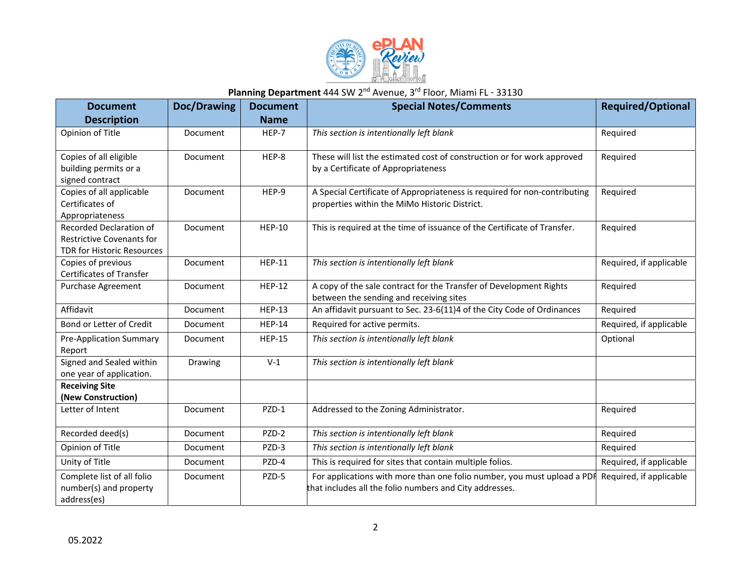**Planning Department** 444 SW 2nd Avenue, 3rd Floor, Miami FL - 33130

| Document Description | Doc/Drawing | Document Name | Special Notes/Comments | Required/Optional |
|---|---|---|---|---|
| Opinion of Title | Document | HEP-7 | *This section is intentionally left blank* | Required |
| Copies of all eligible building permits or a signed contract | Document | HEP-8 | These will list the estimated cost of construction or for work approved by a Certificate of Appropriateness | Required |
| Copies of all applicable Certificates of Appropriateness | Document | HEP-9 | A Special Certificate of Appropriateness is required for non-contributing properties within the MiMo Historic District. | Required |
| Recorded Declaration of Restrictive Covenants for TDR for Historic Resources | Document | HEP-10 | This is required at the time of issuance of the Certificate of Transfer. | Required |
| Copies of previous Certificates of Transfer | Document | HEP-11 | *This section is intentionally left blank* | Required, if applicable |
| Purchase Agreement | Document | HEP-12 | A copy of the sale contract for the Transfer of Development Rights between the sending and receiving sites | Required |
| Affidavit | Document | HEP-13 | An affidavit pursuant to Sec. 23-6(11)4 of the City Code of Ordinances | Required |
| Bond or Letter of Credit | Document | HEP-14 | Required for active permits. | Required, if applicable |
| Pre-Application Summary Report | Document | HEP-15 | *This section is intentionally left blank* | Optional |
| Signed and Sealed within one year of application. | Drawing | V-1 | *This section is intentionally left blank* | |
| **Receiving Site (New Construction)** | | | | |
| Letter of Intent | Document | PZD-1 | Addressed to the Zoning Administrator. | Required |
| Recorded deed(s) | Document | PZD-2 | *This section is intentionally left blank* | Required |
| Opinion of Title | Document | PZD-3 | *This section is intentionally left blank* | Required |
| Unity of Title | Document | PZD-4 | This is required for sites that contain multiple folios. | Required, if applicable |
| Complete list of all folio number(s) and property address(es) | Document | PZD-5 | For applications with more than one folio number, you must upload a PDF that includes all the folio numbers and City addresses. | Required, if applicable |

05.2022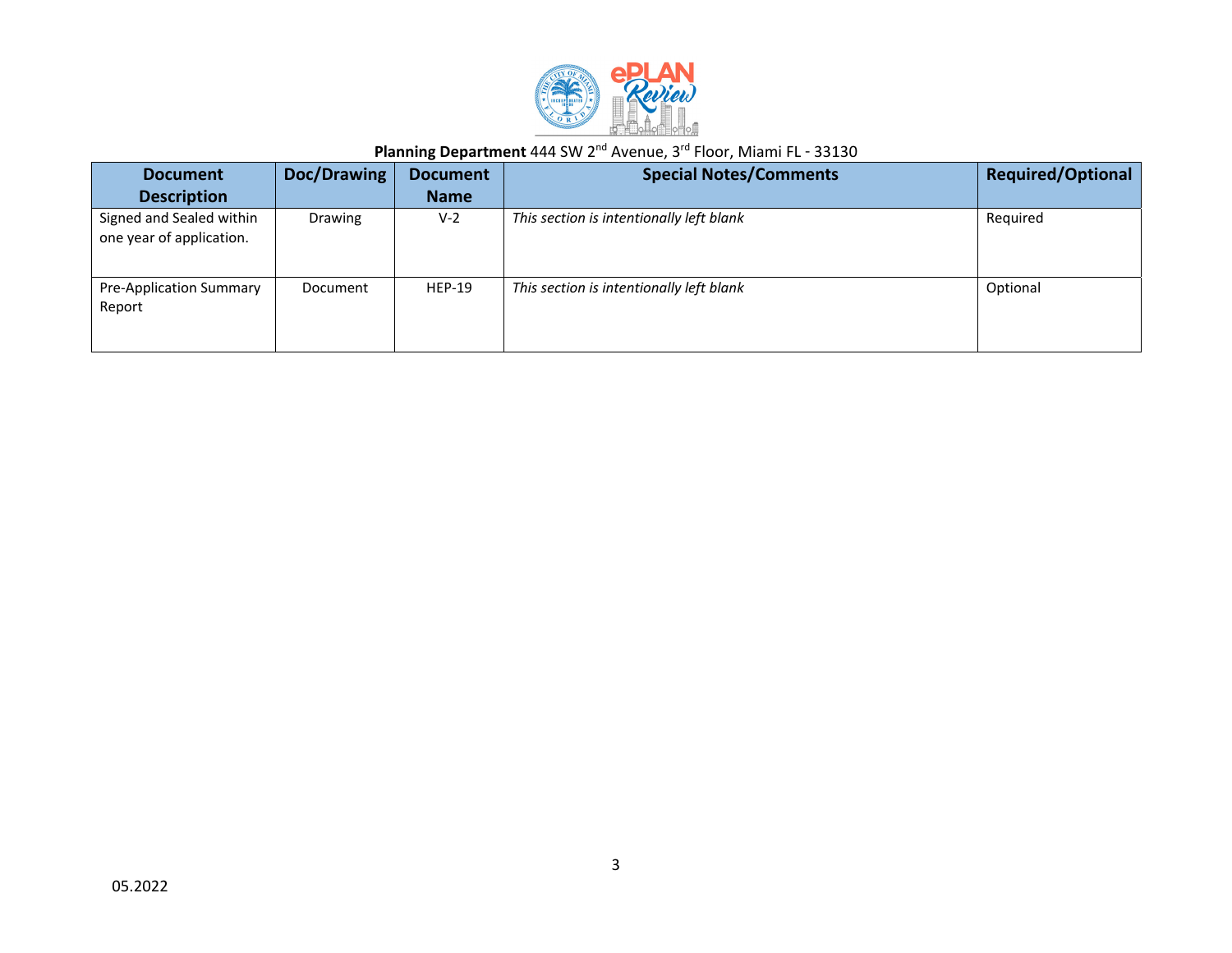**Planning Department** 444 SW 2nd Avenue, 3rd Floor, Miami FL - 33130

| Document Description | Doc/Drawing | Document Name | Special Notes/Comments | Required/Optional |
|---|---|---|---|---|
| Signed and Sealed within one year of application. | Drawing | V-2 | *This section is intentionally left blank* | Required |
| Pre-Application Summary Report | Document | HEP-19 | *This section is intentionally left blank* | Optional |

05.2022